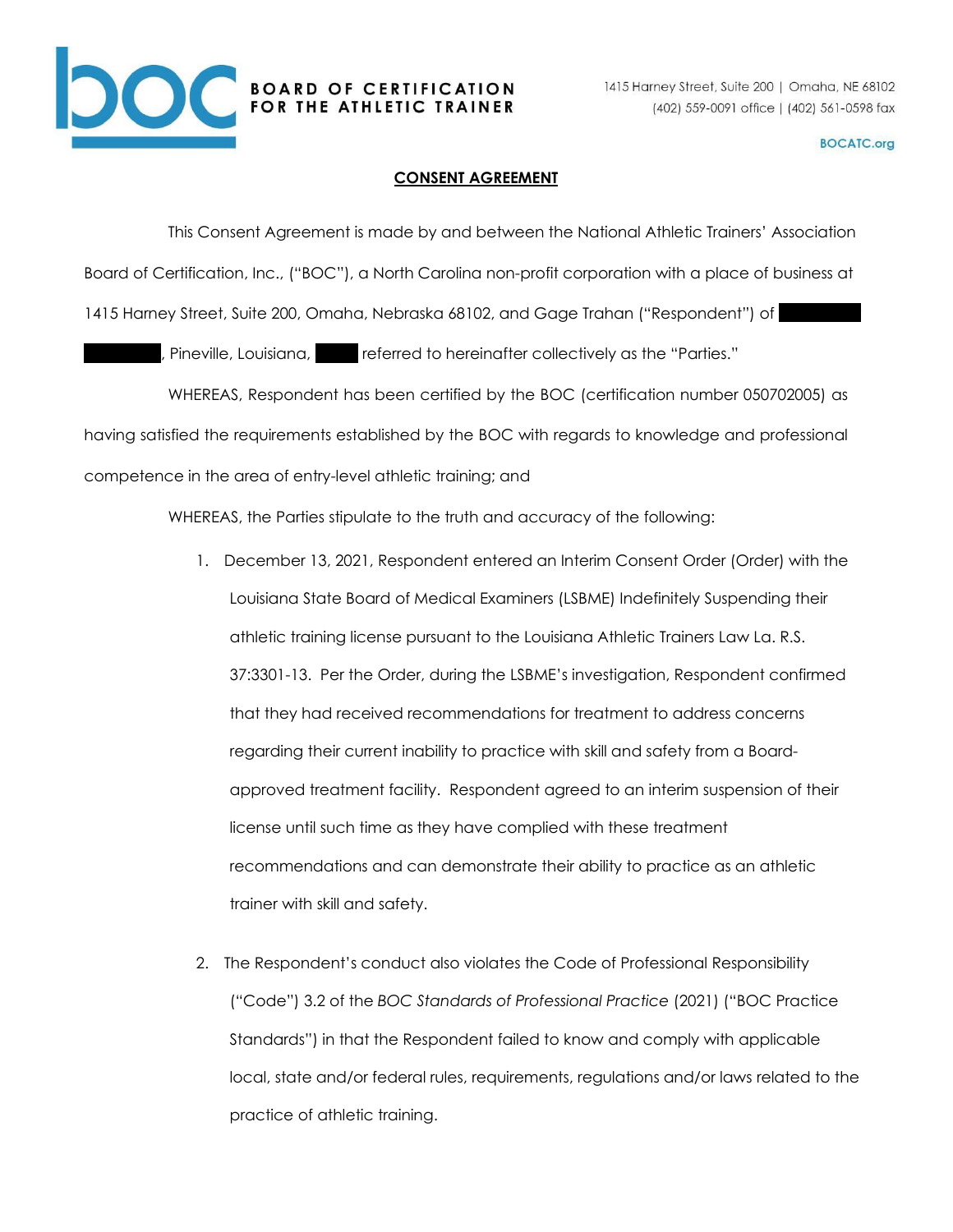**BOARD OF CERTIFICATION FOR THE ATHLETIC TRAINER**

1415 Harney Street, Suite 200 | Omaha, NE 68102
(402) 559-0091 office | (402) 561-0598 fax

BOCATC.org

# CONSENT AGREEMENT

This Consent Agreement is made by and between the National Athletic Trainers' Association Board of Certification, Inc., ("BOC"), a North Carolina non-profit corporation with a place of business at 1415 Harney Street, Suite 200, Omaha, Nebraska 68102, and Gage Trahan ("Respondent") of [REDACTED] [REDACTED], Pineville, Louisiana, [REDACTED] referred to hereinafter collectively as the "Parties."

WHEREAS, Respondent has been certified by the BOC (certification number 050702005) as having satisfied the requirements established by the BOC with regards to knowledge and professional competence in the area of entry-level athletic training; and

WHEREAS, the Parties stipulate to the truth and accuracy of the following:

1. December 13, 2021, Respondent entered an Interim Consent Order (Order) with the Louisiana State Board of Medical Examiners (LSBME) Indefinitely Suspending their athletic training license pursuant to the Louisiana Athletic Trainers Law La. R.S. 37:3301-13. Per the Order, during the LSBME's investigation, Respondent confirmed that they had received recommendations for treatment to address concerns regarding their current inability to practice with skill and safety from a Board-approved treatment facility. Respondent agreed to an interim suspension of their license until such time as they have complied with these treatment recommendations and can demonstrate their ability to practice as an athletic trainer with skill and safety.

2. The Respondent's conduct also violates the Code of Professional Responsibility ("Code") 3.2 of the *BOC Standards of Professional Practice* (2021) ("BOC Practice Standards") in that the Respondent failed to know and comply with applicable local, state and/or federal rules, requirements, regulations and/or laws related to the practice of athletic training.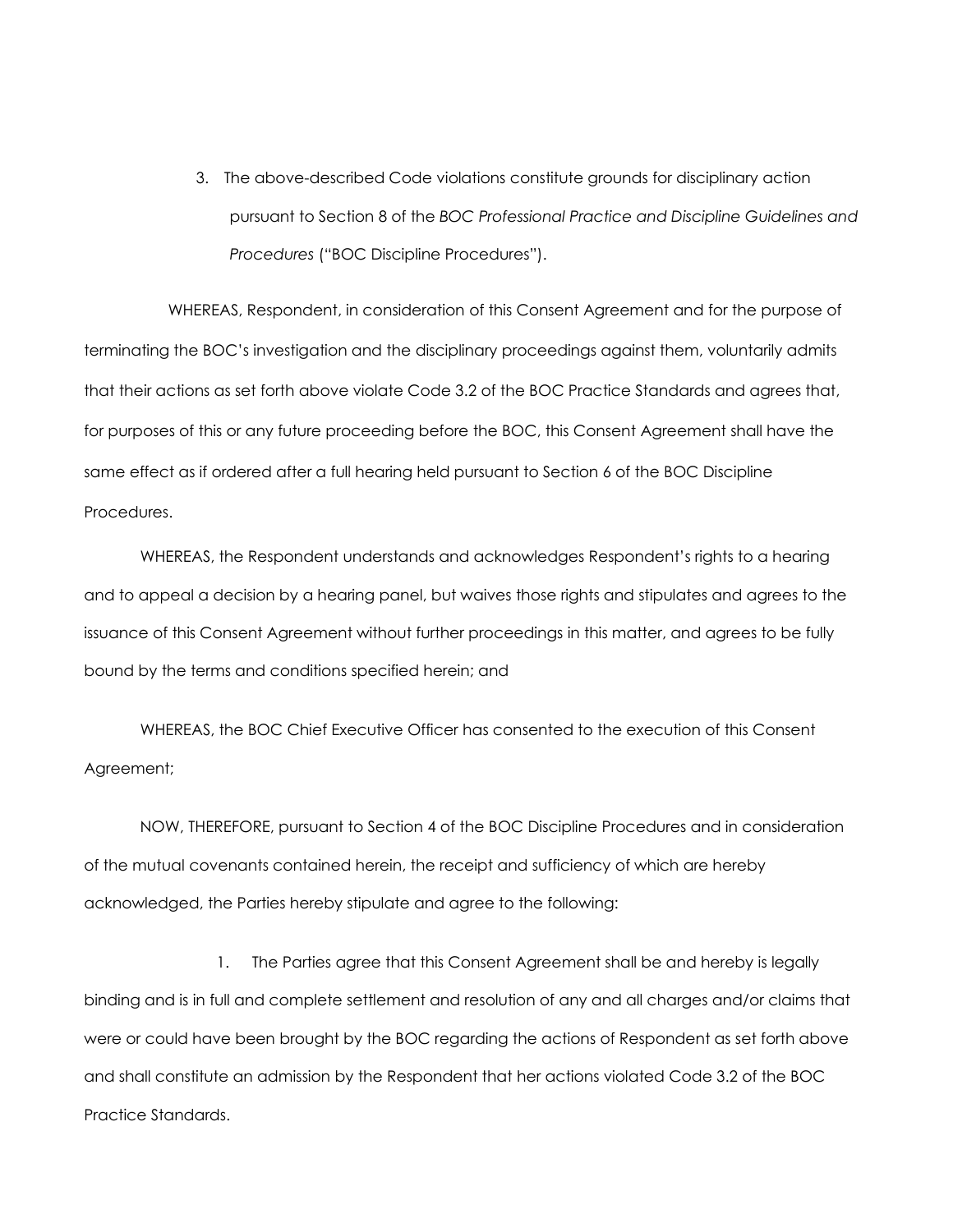3. The above-described Code violations constitute grounds for disciplinary action pursuant to Section 8 of the *BOC Professional Practice and Discipline Guidelines and Procedures* ("BOC Discipline Procedures").

WHEREAS, Respondent, in consideration of this Consent Agreement and for the purpose of terminating the BOC's investigation and the disciplinary proceedings against them, voluntarily admits that their actions as set forth above violate Code 3.2 of the BOC Practice Standards and agrees that, for purposes of this or any future proceeding before the BOC, this Consent Agreement shall have the same effect as if ordered after a full hearing held pursuant to Section 6 of the BOC Discipline Procedures.

WHEREAS, the Respondent understands and acknowledges Respondent's rights to a hearing and to appeal a decision by a hearing panel, but waives those rights and stipulates and agrees to the issuance of this Consent Agreement without further proceedings in this matter, and agrees to be fully bound by the terms and conditions specified herein; and

WHEREAS, the BOC Chief Executive Officer has consented to the execution of this Consent Agreement;

NOW, THEREFORE, pursuant to Section 4 of the BOC Discipline Procedures and in consideration of the mutual covenants contained herein, the receipt and sufficiency of which are hereby acknowledged, the Parties hereby stipulate and agree to the following:

1. The Parties agree that this Consent Agreement shall be and hereby is legally binding and is in full and complete settlement and resolution of any and all charges and/or claims that were or could have been brought by the BOC regarding the actions of Respondent as set forth above and shall constitute an admission by the Respondent that her actions violated Code 3.2 of the BOC Practice Standards.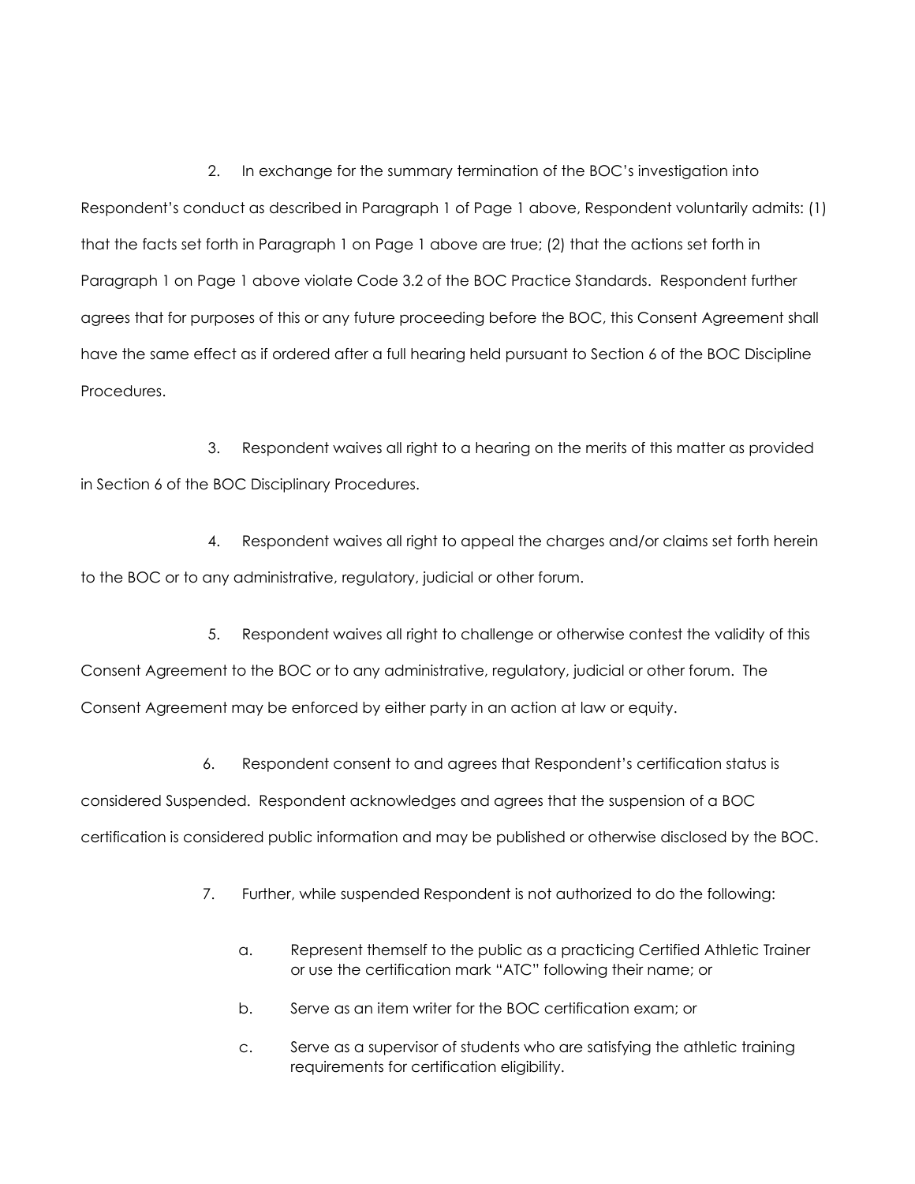2. In exchange for the summary termination of the BOC's investigation into Respondent's conduct as described in Paragraph 1 of Page 1 above, Respondent voluntarily admits: (1) that the facts set forth in Paragraph 1 on Page 1 above are true; (2) that the actions set forth in Paragraph 1 on Page 1 above violate Code 3.2 of the BOC Practice Standards. Respondent further agrees that for purposes of this or any future proceeding before the BOC, this Consent Agreement shall have the same effect as if ordered after a full hearing held pursuant to Section 6 of the BOC Discipline Procedures.

3. Respondent waives all right to a hearing on the merits of this matter as provided in Section 6 of the BOC Disciplinary Procedures.

4. Respondent waives all right to appeal the charges and/or claims set forth herein to the BOC or to any administrative, regulatory, judicial or other forum.

5. Respondent waives all right to challenge or otherwise contest the validity of this Consent Agreement to the BOC or to any administrative, regulatory, judicial or other forum. The Consent Agreement may be enforced by either party in an action at law or equity.

6. Respondent consent to and agrees that Respondent's certification status is considered Suspended. Respondent acknowledges and agrees that the suspension of a BOC certification is considered public information and may be published or otherwise disclosed by the BOC.

7. Further, while suspended Respondent is not authorized to do the following:

   a. Represent themself to the public as a practicing Certified Athletic Trainer or use the certification mark "ATC" following their name; or

   b. Serve as an item writer for the BOC certification exam; or

   c. Serve as a supervisor of students who are satisfying the athletic training requirements for certification eligibility.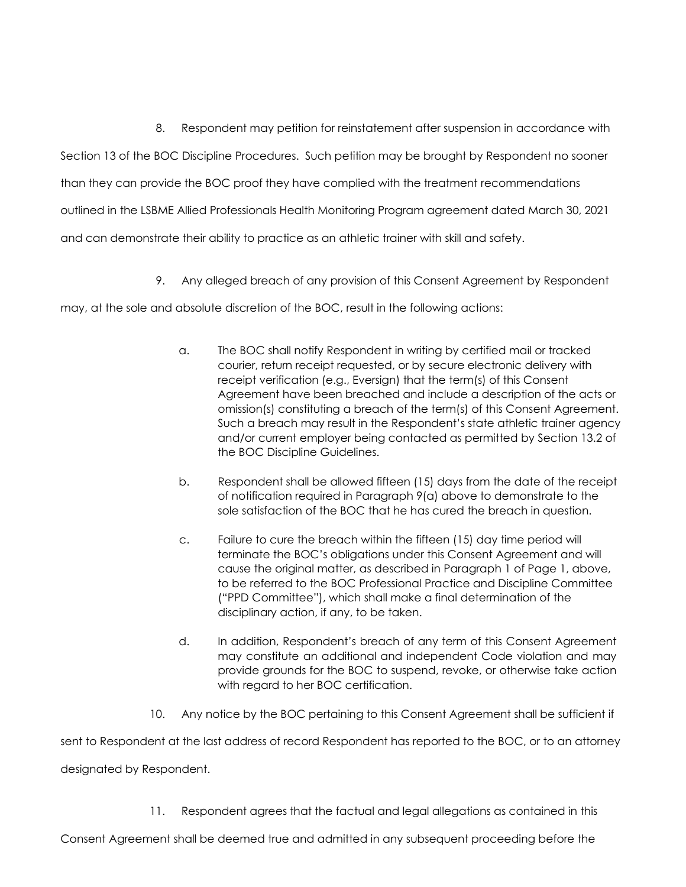8. Respondent may petition for reinstatement after suspension in accordance with Section 13 of the BOC Discipline Procedures. Such petition may be brought by Respondent no sooner than they can provide the BOC proof they have complied with the treatment recommendations outlined in the LSBME Allied Professionals Health Monitoring Program agreement dated March 30, 2021 and can demonstrate their ability to practice as an athletic trainer with skill and safety.

9. Any alleged breach of any provision of this Consent Agreement by Respondent may, at the sole and absolute discretion of the BOC, result in the following actions:

   a. The BOC shall notify Respondent in writing by certified mail or tracked courier, return receipt requested, or by secure electronic delivery with receipt verification (e.g., Eversign) that the term(s) of this Consent Agreement have been breached and include a description of the acts or omission(s) constituting a breach of the term(s) of this Consent Agreement. Such a breach may result in the Respondent's state athletic trainer agency and/or current employer being contacted as permitted by Section 13.2 of the BOC Discipline Guidelines.

   b. Respondent shall be allowed fifteen (15) days from the date of the receipt of notification required in Paragraph 9(a) above to demonstrate to the sole satisfaction of the BOC that he has cured the breach in question.

   c. Failure to cure the breach within the fifteen (15) day time period will terminate the BOC's obligations under this Consent Agreement and will cause the original matter, as described in Paragraph 1 of Page 1, above, to be referred to the BOC Professional Practice and Discipline Committee ("PPD Committee"), which shall make a final determination of the disciplinary action, if any, to be taken.

   d. In addition, Respondent's breach of any term of this Consent Agreement may constitute an additional and independent Code violation and may provide grounds for the BOC to suspend, revoke, or otherwise take action with regard to her BOC certification.

10. Any notice by the BOC pertaining to this Consent Agreement shall be sufficient if sent to Respondent at the last address of record Respondent has reported to the BOC, or to an attorney designated by Respondent.

11. Respondent agrees that the factual and legal allegations as contained in this Consent Agreement shall be deemed true and admitted in any subsequent proceeding before the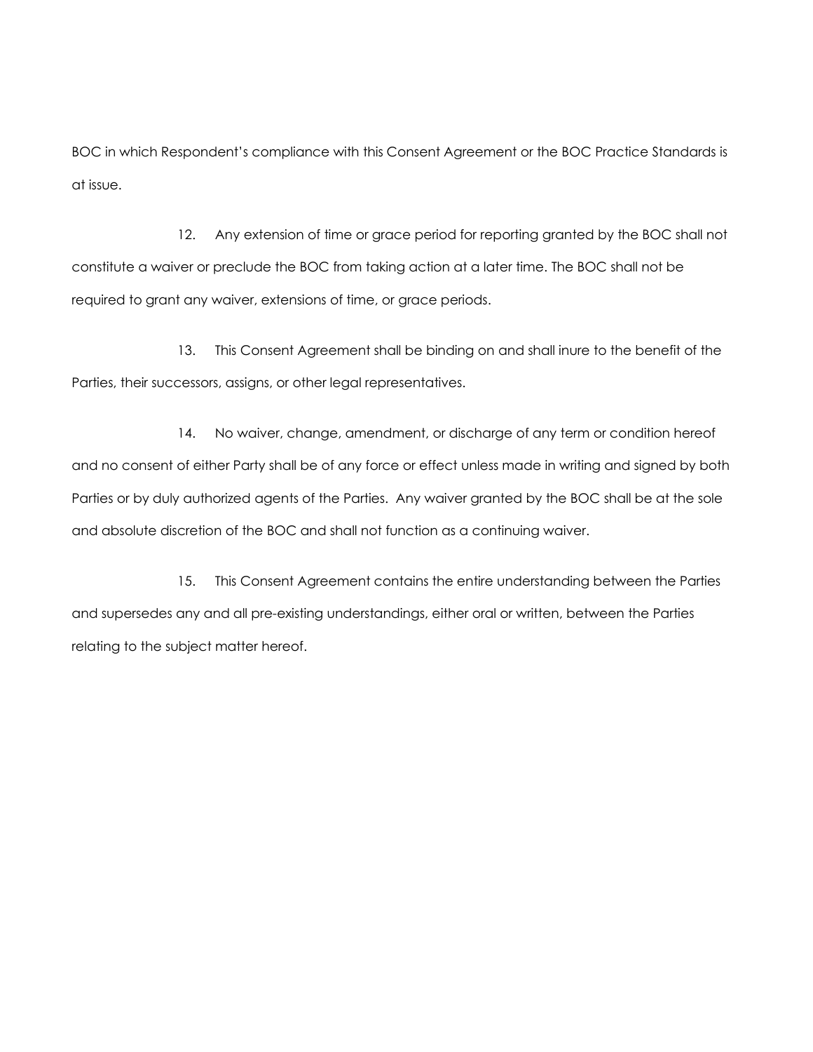BOC in which Respondent's compliance with this Consent Agreement or the BOC Practice Standards is at issue.

12. Any extension of time or grace period for reporting granted by the BOC shall not constitute a waiver or preclude the BOC from taking action at a later time. The BOC shall not be required to grant any waiver, extensions of time, or grace periods.

13. This Consent Agreement shall be binding on and shall inure to the benefit of the Parties, their successors, assigns, or other legal representatives.

14. No waiver, change, amendment, or discharge of any term or condition hereof and no consent of either Party shall be of any force or effect unless made in writing and signed by both Parties or by duly authorized agents of the Parties. Any waiver granted by the BOC shall be at the sole and absolute discretion of the BOC and shall not function as a continuing waiver.

15. This Consent Agreement contains the entire understanding between the Parties and supersedes any and all pre-existing understandings, either oral or written, between the Parties relating to the subject matter hereof.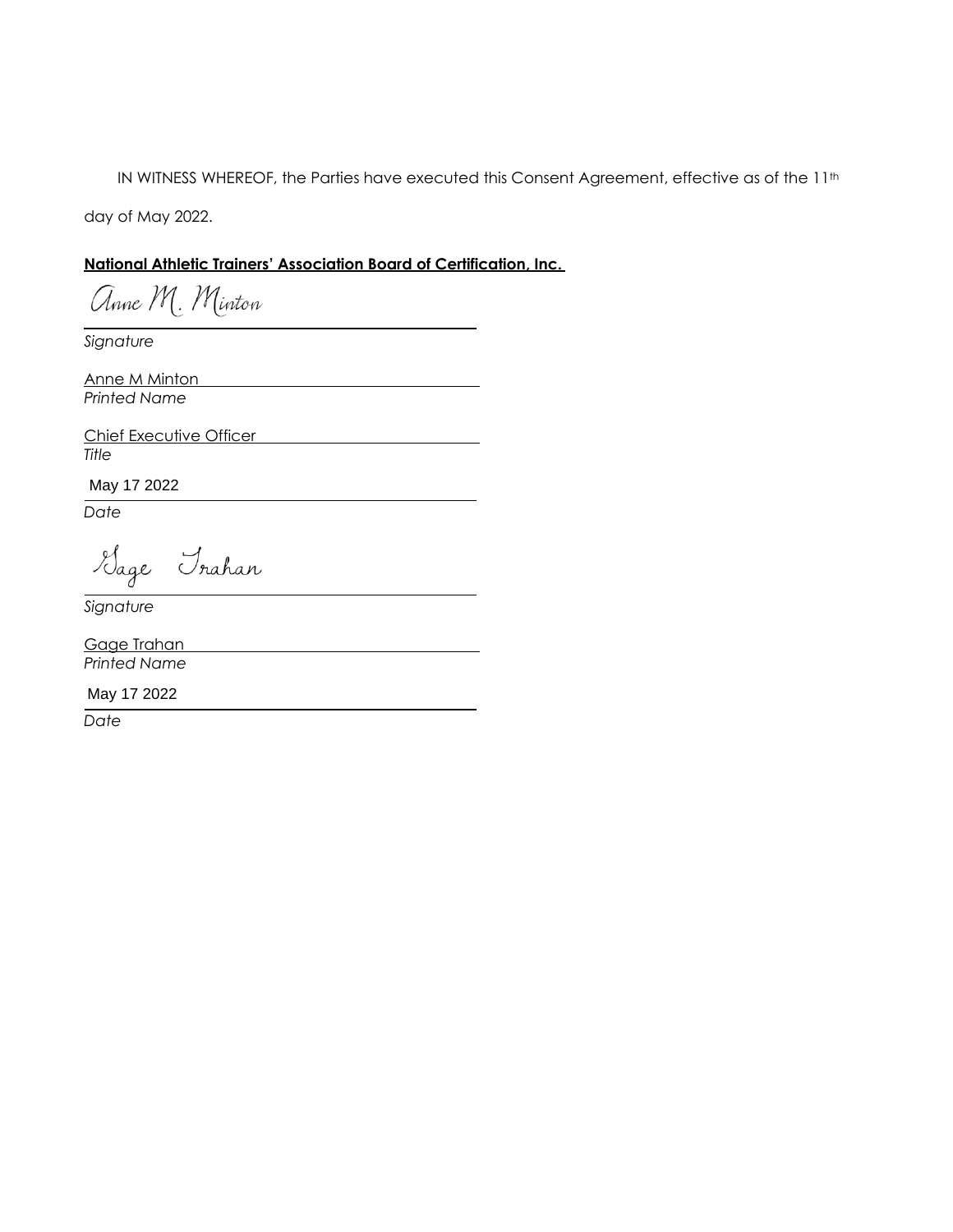IN WITNESS WHEREOF, the Parties have executed this Consent Agreement, effective as of the 11th day of May 2022.

**National Athletic Trainers' Association Board of Certification, Inc.**

Anne M. Minton

*Signature*

Anne M Minton

*Printed Name*

Chief Executive Officer

*Title*

May 17 2022

*Date*

Gage Trahan

*Signature*

Gage Trahan

*Printed Name*

May 17 2022

*Date*